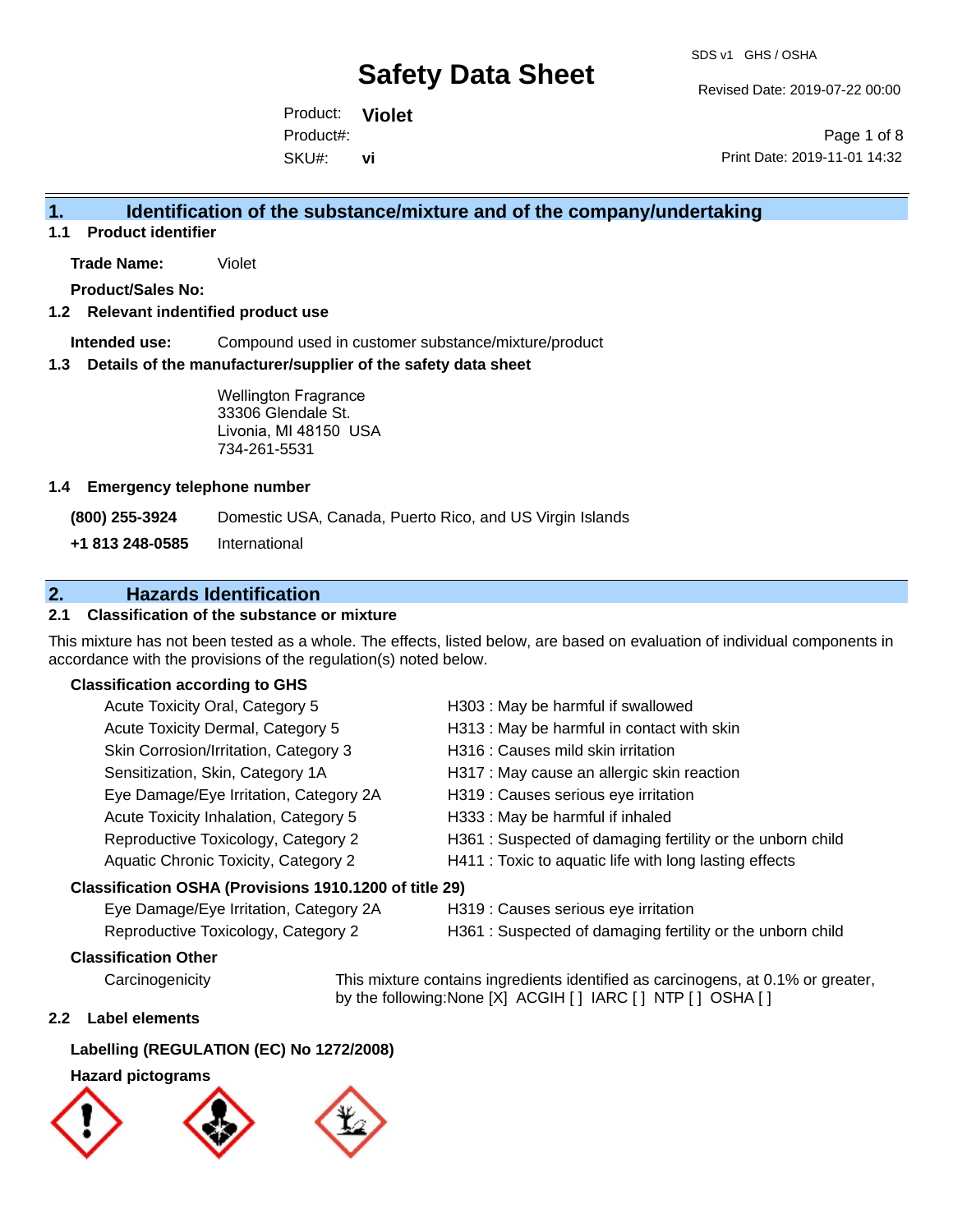SDS v1 GHS / OSHA

# Safety Data Sheet

Revised Date: 2019-07-22 00:00

Product: **Violet**
Product#:
SKU#: **vi**

Print Date: 2019-11-01 14:32

## 1. Identification of the substance/mixture and of the company/undertaking

### 1.1 Product identifier

**Trade Name:** Violet

**Product/Sales No:**

### 1.2 Relevant indentified product use

**Intended use:** Compound used in customer substance/mixture/product

### 1.3 Details of the manufacturer/supplier of the safety data sheet

Wellington Fragrance
33306 Glendale St.
Livonia, MI 48150 USA
734-261-5531

### 1.4 Emergency telephone number

| | |
|---|---|
| **(800) 255-3924** | Domestic USA, Canada, Puerto Rico, and US Virgin Islands |
| **+1 813 248-0585** | International |

## 2. Hazards Identification

### 2.1 Classification of the substance or mixture

This mixture has not been tested as a whole. The effects, listed below, are based on evaluation of individual components in accordance with the provisions of the regulation(s) noted below.

**Classification according to GHS**

| | |
|---|---|
| Acute Toxicity Oral, Category 5 | H303 : May be harmful if swallowed |
| Acute Toxicity Dermal, Category 5 | H313 : May be harmful in contact with skin |
| Skin Corrosion/Irritation, Category 3 | H316 : Causes mild skin irritation |
| Sensitization, Skin, Category 1A | H317 : May cause an allergic skin reaction |
| Eye Damage/Eye Irritation, Category 2A | H319 : Causes serious eye irritation |
| Acute Toxicity Inhalation, Category 5 | H333 : May be harmful if inhaled |
| Reproductive Toxicology, Category 2 | H361 : Suspected of damaging fertility or the unborn child |
| Aquatic Chronic Toxicity, Category 2 | H411 : Toxic to aquatic life with long lasting effects |

**Classification OSHA (Provisions 1910.1200 of title 29)**

| | |
|---|---|
| Eye Damage/Eye Irritation, Category 2A | H319 : Causes serious eye irritation |
| Reproductive Toxicology, Category 2 | H361 : Suspected of damaging fertility or the unborn child |

**Classification Other**

Carcinogenicity: This mixture contains ingredients identified as carcinogens, at 0.1% or greater, by the following:None [X] ACGIH [ ] IARC [ ] NTP [ ] OSHA [ ]

### 2.2 Label elements

**Labelling (REGULATION (EC) No 1272/2008)**

**Hazard pictograms**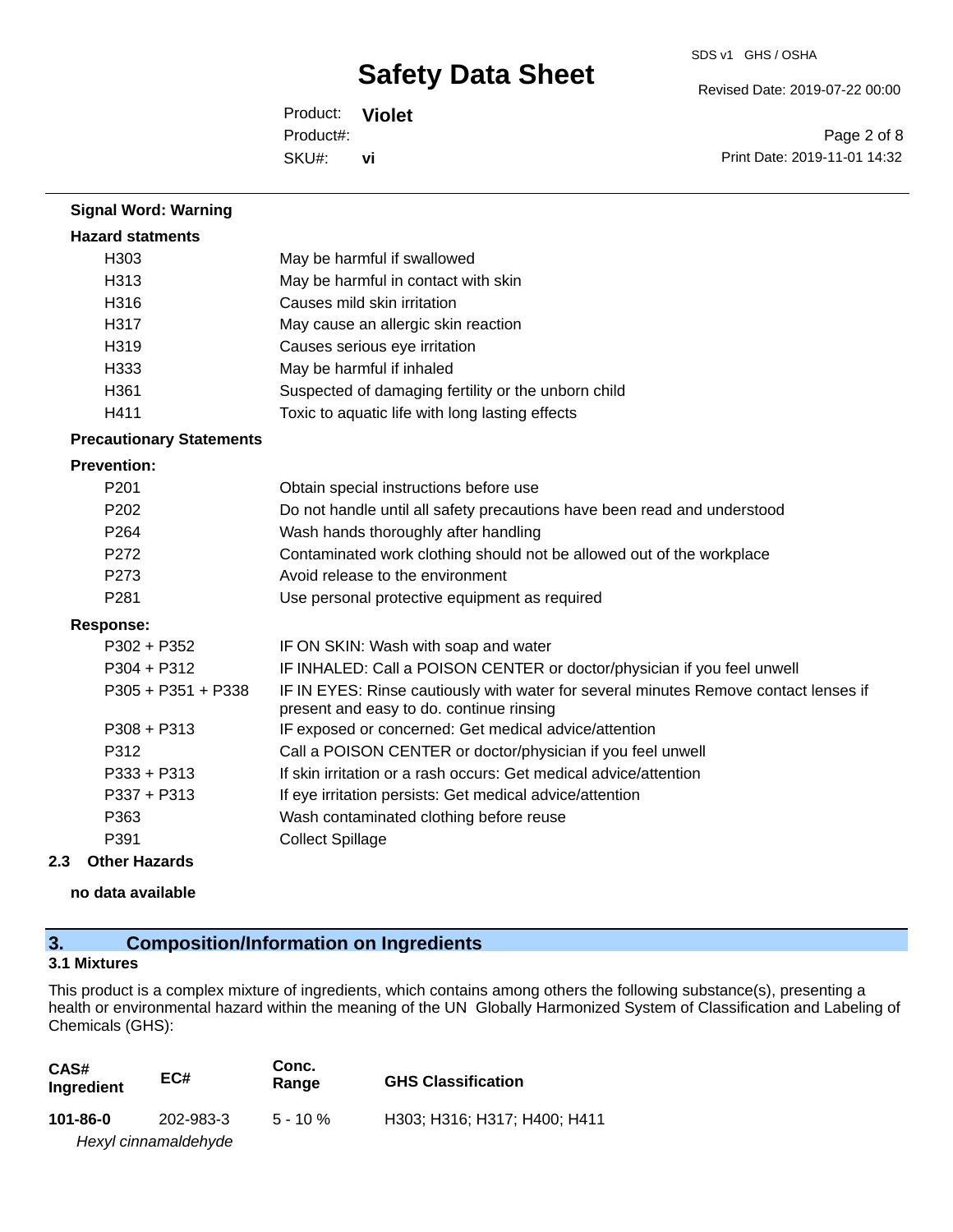**Signal Word: Warning**

**Hazard statments**

| | |
|---|---|
| H303 | May be harmful if swallowed |
| H313 | May be harmful in contact with skin |
| H316 | Causes mild skin irritation |
| H317 | May cause an allergic skin reaction |
| H319 | Causes serious eye irritation |
| H333 | May be harmful if inhaled |
| H361 | Suspected of damaging fertility or the unborn child |
| H411 | Toxic to aquatic life with long lasting effects |

**Precautionary Statements**

**Prevention:**

| | |
|---|---|
| P201 | Obtain special instructions before use |
| P202 | Do not handle until all safety precautions have been read and understood |
| P264 | Wash hands thoroughly after handling |
| P272 | Contaminated work clothing should not be allowed out of the workplace |
| P273 | Avoid release to the environment |
| P281 | Use personal protective equipment as required |

**Response:**

| | |
|---|---|
| P302 + P352 | IF ON SKIN: Wash with soap and water |
| P304 + P312 | IF INHALED: Call a POISON CENTER or doctor/physician if you feel unwell |
| P305 + P351 + P338 | IF IN EYES: Rinse cautiously with water for several minutes Remove contact lenses if present and easy to do. continue rinsing |
| P308 + P313 | IF exposed or concerned: Get medical advice/attention |
| P312 | Call a POISON CENTER or doctor/physician if you feel unwell |
| P333 + P313 | If skin irritation or a rash occurs: Get medical advice/attention |
| P337 + P313 | If eye irritation persists: Get medical advice/attention |
| P363 | Wash contaminated clothing before reuse |
| P391 | Collect Spillage |

### 2.3 Other Hazards

**no data available**

## 3. Composition/Information on Ingredients

### 3.1 Mixtures

This product is a complex mixture of ingredients, which contains among others the following substance(s), presenting a health or environmental hazard within the meaning of the UN Globally Harmonized System of Classification and Labeling of Chemicals (GHS):

| CAS# Ingredient | EC# | Conc. Range | GHS Classification |
|---|---|---|---|
| **101-86-0** *Hexyl cinnamaldehyde* | 202-983-3 | 5 - 10 % | H303; H316; H317; H400; H411 |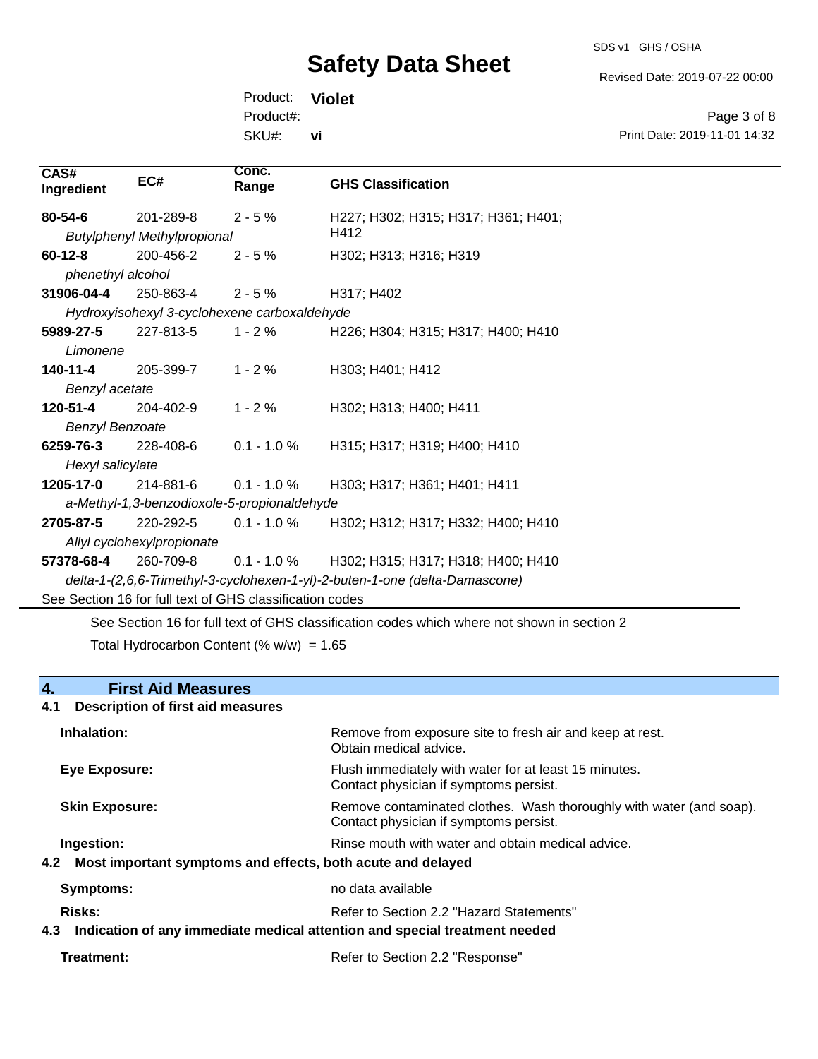| CAS# Ingredient | EC# | Conc. Range | GHS Classification |
|---|---|---|---|
| **80-54-6** | 201-289-8 | 2 - 5 % | H227; H302; H315; H317; H361; H401; H412 |
| *Butylphenyl Methylpropional* | | | |
| **60-12-8** | 200-456-2 | 2 - 5 % | H302; H313; H316; H319 |
| *phenethyl alcohol* | | | |
| **31906-04-4** | 250-863-4 | 2 - 5 % | H317; H402 |
| *Hydroxyisohexyl 3-cyclohexene carboxaldehyde* | | | |
| **5989-27-5** | 227-813-5 | 1 - 2 % | H226; H304; H315; H317; H400; H410 |
| *Limonene* | | | |
| **140-11-4** | 205-399-7 | 1 - 2 % | H303; H401; H412 |
| *Benzyl acetate* | | | |
| **120-51-4** | 204-402-9 | 1 - 2 % | H302; H313; H400; H411 |
| *Benzyl Benzoate* | | | |
| **6259-76-3** | 228-408-6 | 0.1 - 1.0 % | H315; H317; H319; H400; H410 |
| *Hexyl salicylate* | | | |
| **1205-17-0** | 214-881-6 | 0.1 - 1.0 % | H303; H317; H361; H401; H411 |
| *a-Methyl-1,3-benzodioxole-5-propionaldehyde* | | | |
| **2705-87-5** | 220-292-5 | 0.1 - 1.0 % | H302; H312; H317; H332; H400; H410 |
| *Allyl cyclohexylpropionate* | | | |
| **57378-68-4** | 260-709-8 | 0.1 - 1.0 % | H302; H315; H317; H318; H400; H410 |
| *delta-1-(2,6,6-Trimethyl-3-cyclohexen-1-yl)-2-buten-1-one (delta-Damascone)* | | | |
| See Section 16 for full text of GHS classification codes | | | |

See Section 16 for full text of GHS classification codes which where not shown in section 2

Total Hydrocarbon Content (% w/w) = 1.65

## 4. First Aid Measures

### 4.1 Description of first aid measures

**Inhalation:** Remove from exposure site to fresh air and keep at rest. Obtain medical advice.

**Eye Exposure:** Flush immediately with water for at least 15 minutes. Contact physician if symptoms persist.

**Skin Exposure:** Remove contaminated clothes. Wash thoroughly with water (and soap). Contact physician if symptoms persist.

**Ingestion:** Rinse mouth with water and obtain medical advice.

### 4.2 Most important symptoms and effects, both acute and delayed

**Symptoms:** no data available

**Risks:** Refer to Section 2.2 "Hazard Statements"

### 4.3 Indication of any immediate medical attention and special treatment needed

**Treatment:** Refer to Section 2.2 "Response"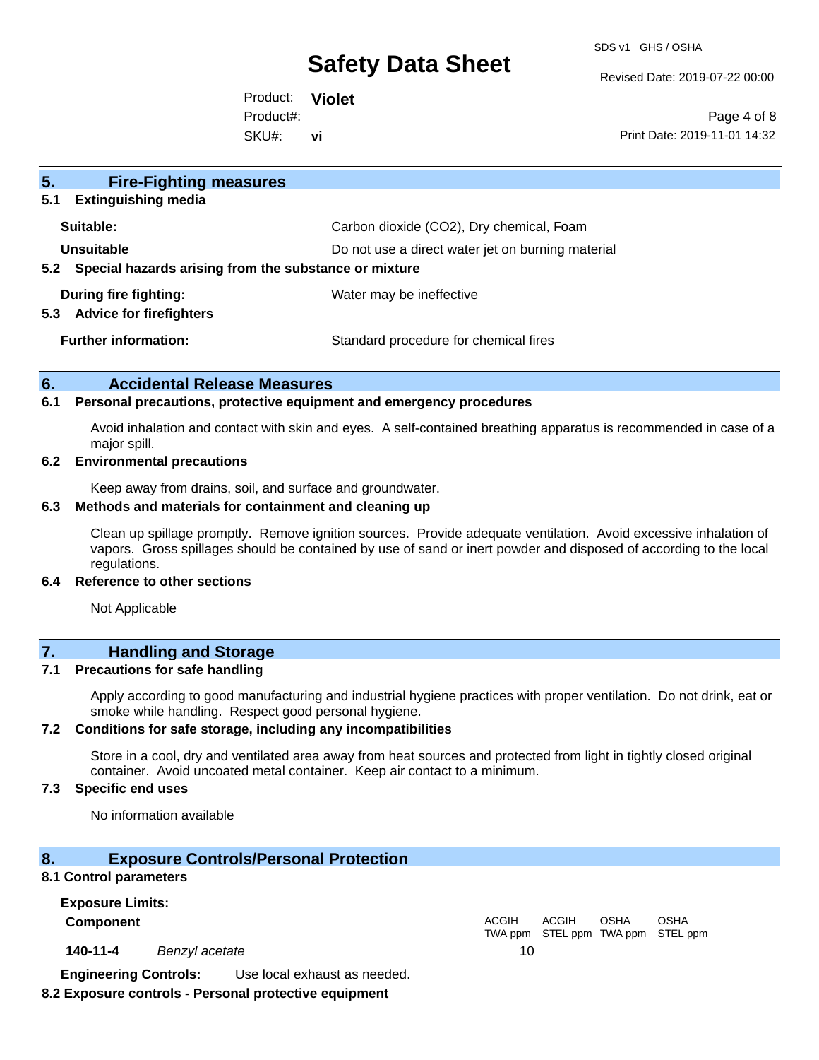## 5. Fire-Fighting measures

### 5.1 Extinguishing media

**Suitable:** Carbon dioxide ($CO_2$), Dry chemical, Foam

**Unsuitable** Do not use a direct water jet on burning material

### 5.2 Special hazards arising from the substance or mixture

**During fire fighting:** Water may be ineffective

### 5.3 Advice for firefighters

**Further information:** Standard procedure for chemical fires

## 6. Accidental Release Measures

### 6.1 Personal precautions, protective equipment and emergency procedures

Avoid inhalation and contact with skin and eyes. A self-contained breathing apparatus is recommended in case of a major spill.

### 6.2 Environmental precautions

Keep away from drains, soil, and surface and groundwater.

### 6.3 Methods and materials for containment and cleaning up

Clean up spillage promptly. Remove ignition sources. Provide adequate ventilation. Avoid excessive inhalation of vapors. Gross spillages should be contained by use of sand or inert powder and disposed of according to the local regulations.

### 6.4 Reference to other sections

Not Applicable

## 7. Handling and Storage

### 7.1 Precautions for safe handling

Apply according to good manufacturing and industrial hygiene practices with proper ventilation. Do not drink, eat or smoke while handling. Respect good personal hygiene.

### 7.2 Conditions for safe storage, including any incompatibilities

Store in a cool, dry and ventilated area away from heat sources and protected from light in tightly closed original container. Avoid uncoated metal container. Keep air contact to a minimum.

### 7.3 Specific end uses

No information available

## 8. Exposure Controls/Personal Protection

### 8.1 Control parameters

**Exposure Limits:**

| Component | | ACGIH TWA ppm | ACGIH STEL ppm | OSHA TWA ppm | OSHA STEL ppm |
|---|---|---|---|---|---|
| 140-11-4 | *Benzyl acetate* | 10 | | | |

**Engineering Controls:** Use local exhaust as needed.

### 8.2 Exposure controls - Personal protective equipment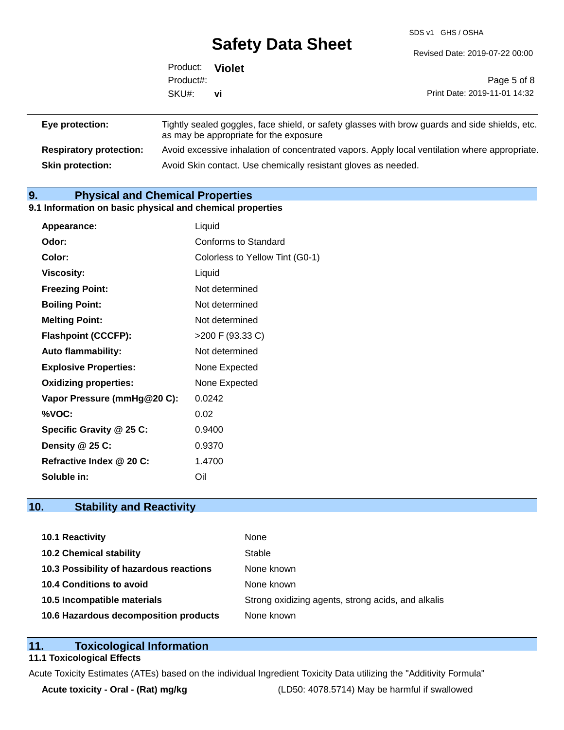| | |
|---|---|
| **Eye protection:** | Tightly sealed goggles, face shield, or safety glasses with brow guards and side shields, etc. as may be appropriate for the exposure |
| **Respiratory protection:** | Avoid excessive inhalation of concentrated vapors. Apply local ventilation where appropriate. |
| **Skin protection:** | Avoid Skin contact. Use chemically resistant gloves as needed. |

## 9. Physical and Chemical Properties

### 9.1 Information on basic physical and chemical properties

| | |
|---|---|
| **Appearance:** | Liquid |
| **Odor:** | Conforms to Standard |
| **Color:** | Colorless to Yellow Tint (G0-1) |
| **Viscosity:** | Liquid |
| **Freezing Point:** | Not determined |
| **Boiling Point:** | Not determined |
| **Melting Point:** | Not determined |
| **Flashpoint (CCCFP):** | >200 F (93.33 C) |
| **Auto flammability:** | Not determined |
| **Explosive Properties:** | None Expected |
| **Oxidizing properties:** | None Expected |
| **Vapor Pressure (mmHg@20 C):** | 0.0242 |
| **%VOC:** | 0.02 |
| **Specific Gravity @ 25 C:** | 0.9400 |
| **Density @ 25 C:** | 0.9370 |
| **Refractive Index @ 20 C:** | 1.4700 |
| **Soluble in:** | Oil |

## 10. Stability and Reactivity

| | |
|---|---|
| **10.1 Reactivity** | None |
| **10.2 Chemical stability** | Stable |
| **10.3 Possibility of hazardous reactions** | None known |
| **10.4 Conditions to avoid** | None known |
| **10.5 Incompatible materials** | Strong oxidizing agents, strong acids, and alkalis |
| **10.6 Hazardous decomposition products** | None known |

## 11. Toxicological Information

### 11.1 Toxicological Effects

Acute Toxicity Estimates (ATEs) based on the individual Ingredient Toxicity Data utilizing the "Additivity Formula"

| | |
|---|---|
| **Acute toxicity - Oral - (Rat) mg/kg** | (LD50: 4078.5714) May be harmful if swallowed |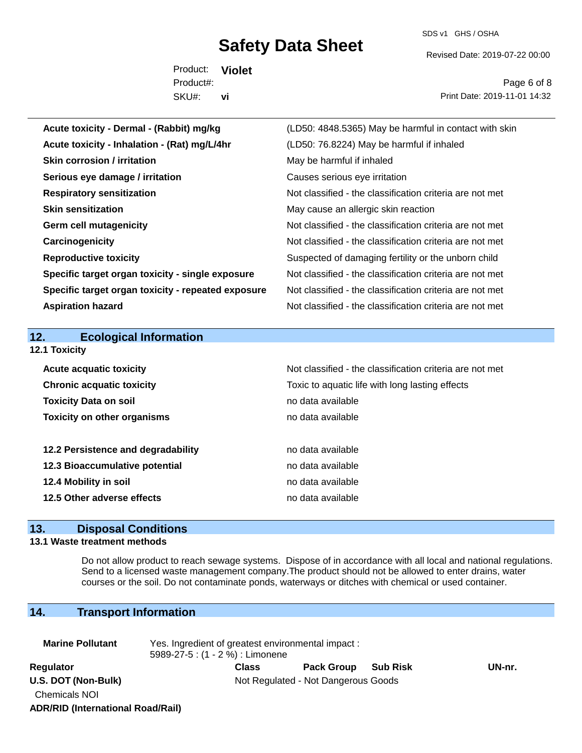| | |
|---|---|
| **Acute toxicity - Dermal - (Rabbit) mg/kg** | (LD50: 4848.5365) May be harmful in contact with skin |
| **Acute toxicity - Inhalation - (Rat) mg/L/4hr** | (LD50: 76.8224) May be harmful if inhaled |
| **Skin corrosion / irritation** | May be harmful if inhaled |
| **Serious eye damage / irritation** | Causes serious eye irritation |
| **Respiratory sensitization** | Not classified - the classification criteria are not met |
| **Skin sensitization** | May cause an allergic skin reaction |
| **Germ cell mutagenicity** | Not classified - the classification criteria are not met |
| **Carcinogenicity** | Not classified - the classification criteria are not met |
| **Reproductive toxicity** | Suspected of damaging fertility or the unborn child |
| **Specific target organ toxicity - single exposure** | Not classified - the classification criteria are not met |
| **Specific target organ toxicity - repeated exposure** | Not classified - the classification criteria are not met |
| **Aspiration hazard** | Not classified - the classification criteria are not met |

## 12. Ecological Information

### 12.1 Toxicity

| | |
|---|---|
| **Acute acquatic toxicity** | Not classified - the classification criteria are not met |
| **Chronic acquatic toxicity** | Toxic to aquatic life with long lasting effects |
| **Toxicity Data on soil** | no data available |
| **Toxicity on other organisms** | no data available |

| | |
|---|---|
| **12.2 Persistence and degradability** | no data available |
| **12.3 Bioaccumulative potential** | no data available |
| **12.4 Mobility in soil** | no data available |
| **12.5 Other adverse effects** | no data available |

## 13. Disposal Conditions

### 13.1 Waste treatment methods

Do not allow product to reach sewage systems. Dispose of in accordance with all local and national regulations. Send to a licensed waste management company.The product should not be allowed to enter drains, water courses or the soil. Do not contaminate ponds, waterways or ditches with chemical or used container.

## 14. Transport Information

**Marine Pollutant** Yes. Ingredient of greatest environmental impact : 5989-27-5 : (1 - 2 %) : Limonene

| Regulator | Class | Pack Group | Sub Risk | UN-nr. |
|---|---|---|---|---|
| **U.S. DOT (Non-Bulk)** | Not Regulated - Not Dangerous Goods | | | |
| Chemicals NOI | | | | |
| **ADR/RID (International Road/Rail)** | | | | |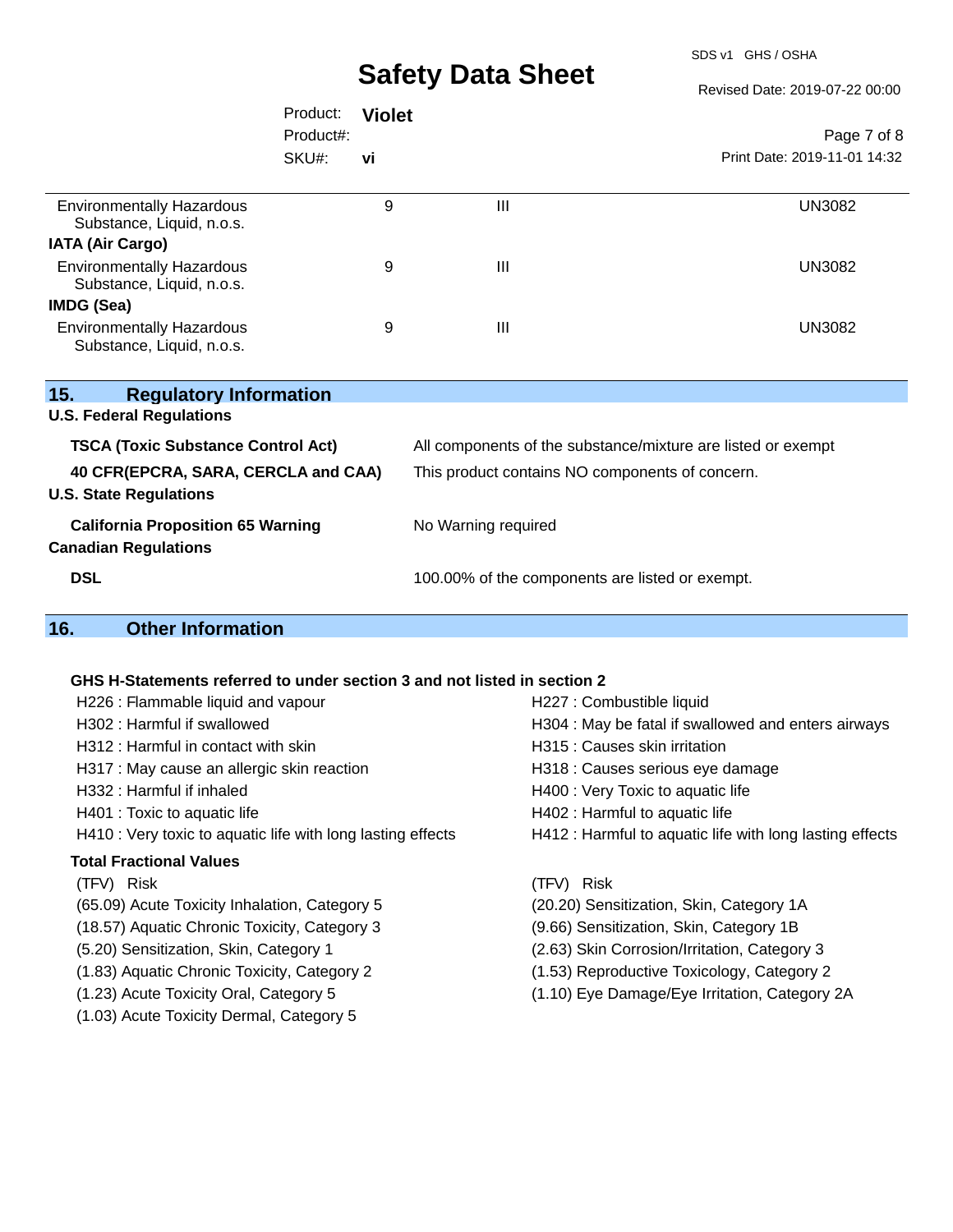| | | | |
|---|---|---|---|
| Environmentally Hazardous Substance, Liquid, n.o.s. | 9 | III | UN3082 |
| **IATA (Air Cargo)** | | | |
| Environmentally Hazardous Substance, Liquid, n.o.s. | 9 | III | UN3082 |
| **IMDG (Sea)** | | | |
| Environmentally Hazardous Substance, Liquid, n.o.s. | 9 | III | UN3082 |

## 15. Regulatory Information

**U.S. Federal Regulations**

| | |
|---|---|
| **TSCA (Toxic Substance Control Act)** | All components of the substance/mixture are listed or exempt |
| **40 CFR(EPCRA, SARA, CERCLA and CAA)** | This product contains NO components of concern. |

**U.S. State Regulations**

| | |
|---|---|
| **California Proposition 65 Warning** | No Warning required |

**Canadian Regulations**

| | |
|---|---|
| **DSL** | 100.00% of the components are listed or exempt. |

## 16. Other Information

**GHS H-Statements referred to under section 3 and not listed in section 2**

H226 : Flammable liquid and vapour
H227 : Combustible liquid
H302 : Harmful if swallowed
H304 : May be fatal if swallowed and enters airways
H312 : Harmful in contact with skin
H315 : Causes skin irritation
H317 : May cause an allergic skin reaction
H318 : Causes serious eye damage
H332 : Harmful if inhaled
H400 : Very Toxic to aquatic life
H401 : Toxic to aquatic life
H402 : Harmful to aquatic life
H410 : Very toxic to aquatic life with long lasting effects
H412 : Harmful to aquatic life with long lasting effects

**Total Fractional Values**

| (TFV) Risk | (TFV) Risk |
|---|---|
| (65.09) Acute Toxicity Inhalation, Category 5 | (20.20) Sensitization, Skin, Category 1A |
| (18.57) Aquatic Chronic Toxicity, Category 3 | (9.66) Sensitization, Skin, Category 1B |
| (5.20) Sensitization, Skin, Category 1 | (2.63) Skin Corrosion/Irritation, Category 3 |
| (1.83) Aquatic Chronic Toxicity, Category 2 | (1.53) Reproductive Toxicology, Category 2 |
| (1.23) Acute Toxicity Oral, Category 5 | (1.10) Eye Damage/Eye Irritation, Category 2A |
| (1.03) Acute Toxicity Dermal, Category 5 | |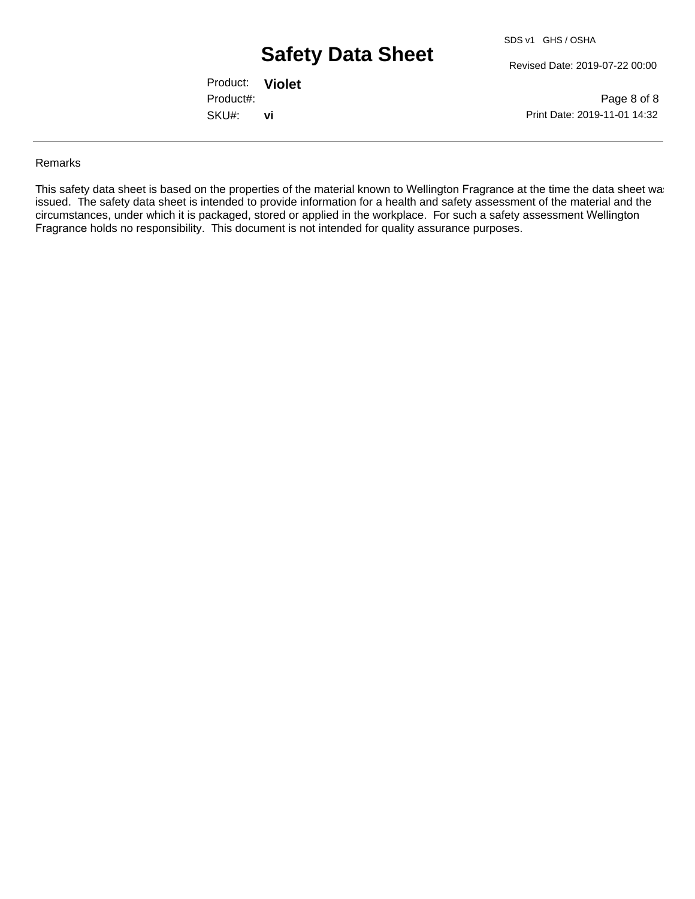## Remarks

This safety data sheet is based on the properties of the material known to Wellington Fragrance at the time the data sheet was issued. The safety data sheet is intended to provide information for a health and safety assessment of the material and the circumstances, under which it is packaged, stored or applied in the workplace. For such a safety assessment Wellington Fragrance holds no responsibility. This document is not intended for quality assurance purposes.